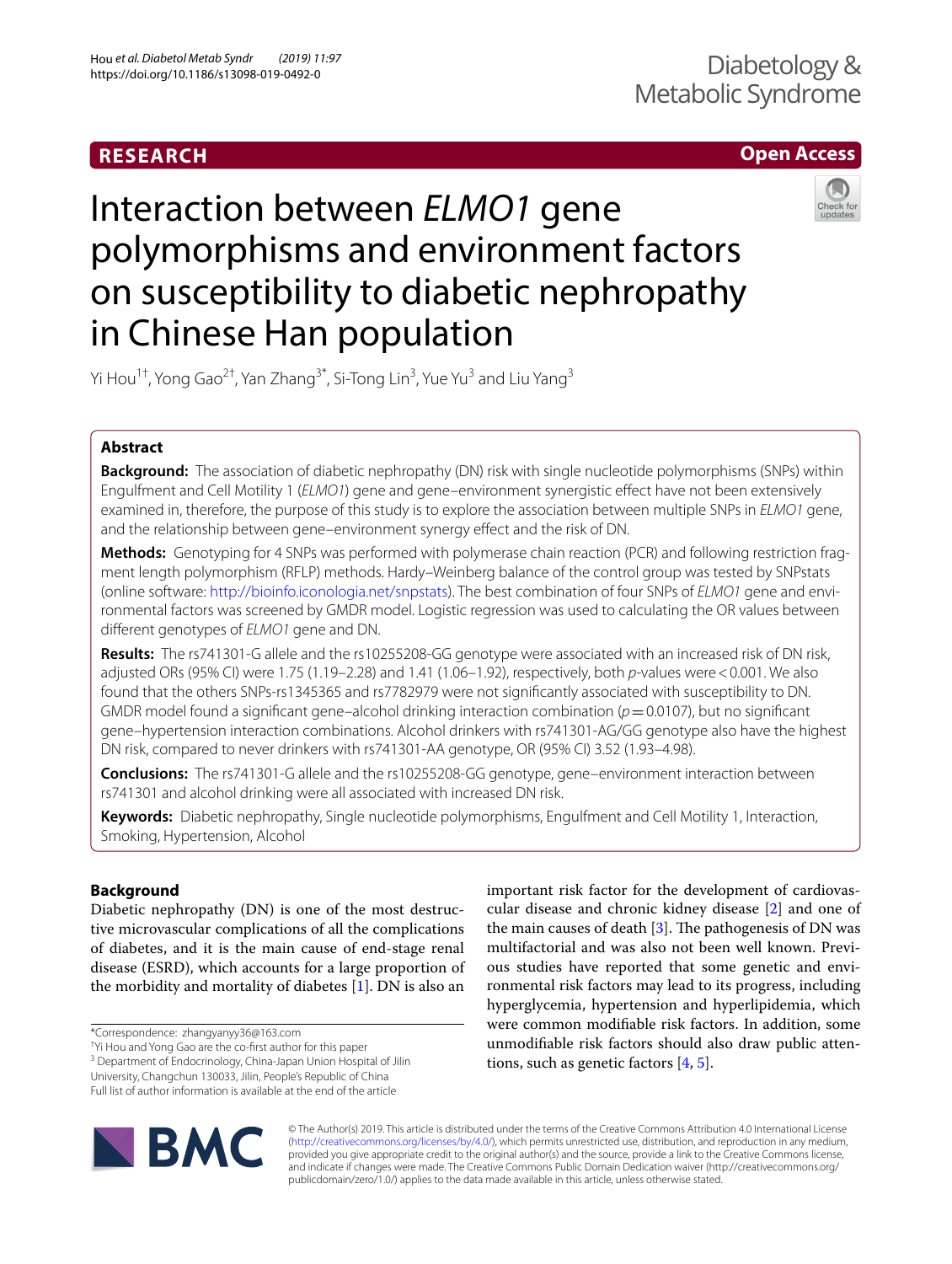**RESEARCH** | **Open Access**

# Interaction between *ELMO1* gene polymorphisms and environment factors on susceptibility to diabetic nephropathy in Chinese Han population

Yi Hou[1†], Yong Gao[2†], Yan Zhang[3*], Si-Tong Lin[3], Yue Yu[3] and Liu Yang[3]

## Abstract

**Background:** The association of diabetic nephropathy (DN) risk with single nucleotide polymorphisms (SNPs) within Engulfment and Cell Motility 1 (*ELMO1*) gene and gene–environment synergistic effect have not been extensively examined in, therefore, the purpose of this study is to explore the association between multiple SNPs in *ELMO1* gene, and the relationship between gene–environment synergy effect and the risk of DN.

**Methods:** Genotyping for 4 SNPs was performed with polymerase chain reaction (PCR) and following restriction fragment length polymorphism (RFLP) methods. Hardy–Weinberg balance of the control group was tested by SNPstats (online software: http://bioinfo.iconologia.net/snpstats). The best combination of four SNPs of *ELMO1* gene and environmental factors was screened by GMDR model. Logistic regression was used to calculating the OR values between different genotypes of *ELMO1* gene and DN.

**Results:** The rs741301-G allele and the rs10255208-GG genotype were associated with an increased risk of DN risk, adjusted ORs (95% CI) were 1.75 (1.19–2.28) and 1.41 (1.06–1.92), respectively, both *p*-values were < 0.001. We also found that the others SNPs-rs1345365 and rs7782979 were not significantly associated with susceptibility to DN. GMDR model found a significant gene–alcohol drinking interaction combination ($p = 0.0107$), but no significant gene–hypertension interaction combinations. Alcohol drinkers with rs741301-AG/GG genotype also have the highest DN risk, compared to never drinkers with rs741301-AA genotype, OR (95% CI) 3.52 (1.93–4.98).

**Conclusions:** The rs741301-G allele and the rs10255208-GG genotype, gene–environment interaction between rs741301 and alcohol drinking were all associated with increased DN risk.

**Keywords:** Diabetic nephropathy, Single nucleotide polymorphisms, Engulfment and Cell Motility 1, Interaction, Smoking, Hypertension, Alcohol

## Background

Diabetic nephropathy (DN) is one of the most destructive microvascular complications of all the complications of diabetes, and it is the main cause of end-stage renal disease (ESRD), which accounts for a large proportion of the morbidity and mortality of diabetes [1]. DN is also an important risk factor for the development of cardiovascular disease and chronic kidney disease [2] and one of the main causes of death [3]. The pathogenesis of DN was multifactorial and was also not been well known. Previous studies have reported that some genetic and environmental risk factors may lead to its progress, including hyperglycemia, hypertension and hyperlipidemia, which were common modifiable risk factors. In addition, some unmodifiable risk factors should also draw public attentions, such as genetic factors [4, 5].

*Correspondence: zhangyanyy36@163.com

†Yi Hou and Yong Gao are the co-first author for this paper

3 Department of Endocrinology, China-Japan Union Hospital of Jilin University, Changchun 130033, Jilin, People's Republic of China

Full list of author information is available at the end of the article

© The Author(s) 2019. This article is distributed under the terms of the Creative Commons Attribution 4.0 International License (http://creativecommons.org/licenses/by/4.0/), which permits unrestricted use, distribution, and reproduction in any medium, provided you give appropriate credit to the original author(s) and the source, provide a link to the Creative Commons license, and indicate if changes were made. The Creative Commons Public Domain Dedication waiver (http://creativecommons.org/publicdomain/zero/1.0/) applies to the data made available in this article, unless otherwise stated.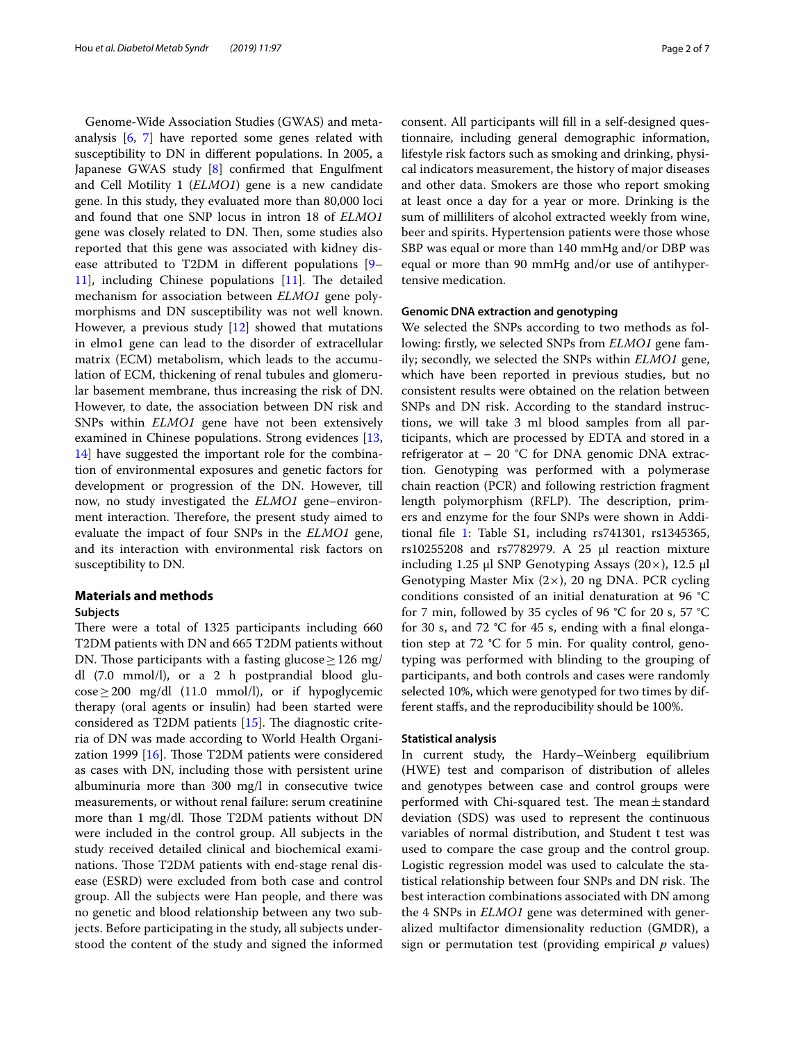Genome-Wide Association Studies (GWAS) and meta-analysis [6, 7] have reported some genes related with susceptibility to DN in different populations. In 2005, a Japanese GWAS study [8] confirmed that Engulfment and Cell Motility 1 (*ELMO1*) gene is a new candidate gene. In this study, they evaluated more than 80,000 loci and found that one SNP locus in intron 18 of *ELMO1* gene was closely related to DN. Then, some studies also reported that this gene was associated with kidney disease attributed to T2DM in different populations [9–11], including Chinese populations [11]. The detailed mechanism for association between *ELMO1* gene polymorphisms and DN susceptibility was not well known. However, a previous study [12] showed that mutations in elmo1 gene can lead to the disorder of extracellular matrix (ECM) metabolism, which leads to the accumulation of ECM, thickening of renal tubules and glomerular basement membrane, thus increasing the risk of DN. However, to date, the association between DN risk and SNPs within *ELMO1* gene have not been extensively examined in Chinese populations. Strong evidences [13, 14] have suggested the important role for the combination of environmental exposures and genetic factors for development or progression of the DN. However, till now, no study investigated the *ELMO1* gene–environment interaction. Therefore, the present study aimed to evaluate the impact of four SNPs in the *ELMO1* gene, and its interaction with environmental risk factors on susceptibility to DN.

## Materials and methods

### Subjects

There were a total of 1325 participants including 660 T2DM patients with DN and 665 T2DM patients without DN. Those participants with a fasting glucose ≥ 126 mg/dl (7.0 mmol/l), or a 2 h postprandial blood glucose ≥ 200 mg/dl (11.0 mmol/l), or if hypoglycemic therapy (oral agents or insulin) had been started were considered as T2DM patients [15]. The diagnostic criteria of DN was made according to World Health Organization 1999 [16]. Those T2DM patients were considered as cases with DN, including those with persistent urine albuminuria more than 300 mg/l in consecutive twice measurements, or without renal failure: serum creatinine more than 1 mg/dl. Those T2DM patients without DN were included in the control group. All subjects in the study received detailed clinical and biochemical examinations. Those T2DM patients with end-stage renal disease (ESRD) were excluded from both case and control group. All the subjects were Han people, and there was no genetic and blood relationship between any two subjects. Before participating in the study, all subjects understood the content of the study and signed the informed consent. All participants will fill in a self-designed questionnaire, including general demographic information, lifestyle risk factors such as smoking and drinking, physical indicators measurement, the history of major diseases and other data. Smokers are those who report smoking at least once a day for a year or more. Drinking is the sum of milliliters of alcohol extracted weekly from wine, beer and spirits. Hypertension patients were those whose SBP was equal or more than 140 mmHg and/or DBP was equal or more than 90 mmHg and/or use of antihypertensive medication.

### Genomic DNA extraction and genotyping

We selected the SNPs according to two methods as following: firstly, we selected SNPs from *ELMO1* gene family; secondly, we selected the SNPs within *ELMO1* gene, which have been reported in previous studies, but no consistent results were obtained on the relation between SNPs and DN risk. According to the standard instructions, we will take 3 ml blood samples from all participants, which are processed by EDTA and stored in a refrigerator at − 20 °C for DNA genomic DNA extraction. Genotyping was performed with a polymerase chain reaction (PCR) and following restriction fragment length polymorphism (RFLP). The description, primers and enzyme for the four SNPs were shown in Additional file 1: Table S1, including rs741301, rs1345365, rs10255208 and rs7782979. A 25 μl reaction mixture including 1.25 μl SNP Genotyping Assays (20×), 12.5 μl Genotyping Master Mix (2×), 20 ng DNA. PCR cycling conditions consisted of an initial denaturation at 96 °C for 7 min, followed by 35 cycles of 96 °C for 20 s, 57 °C for 30 s, and 72 °C for 45 s, ending with a final elongation step at 72 °C for 5 min. For quality control, genotyping was performed with blinding to the grouping of participants, and both controls and cases were randomly selected 10%, which were genotyped for two times by different staffs, and the reproducibility should be 100%.

### Statistical analysis

In current study, the Hardy–Weinberg equilibrium (HWE) test and comparison of distribution of alleles and genotypes between case and control groups were performed with Chi-squared test. The mean ± standard deviation (SDS) was used to represent the continuous variables of normal distribution, and Student t test was used to compare the case group and the control group. Logistic regression model was used to calculate the statistical relationship between four SNPs and DN risk. The best interaction combinations associated with DN among the 4 SNPs in *ELMO1* gene was determined with generalized multifactor dimensionality reduction (GMDR), a sign or permutation test (providing empirical $p$ values)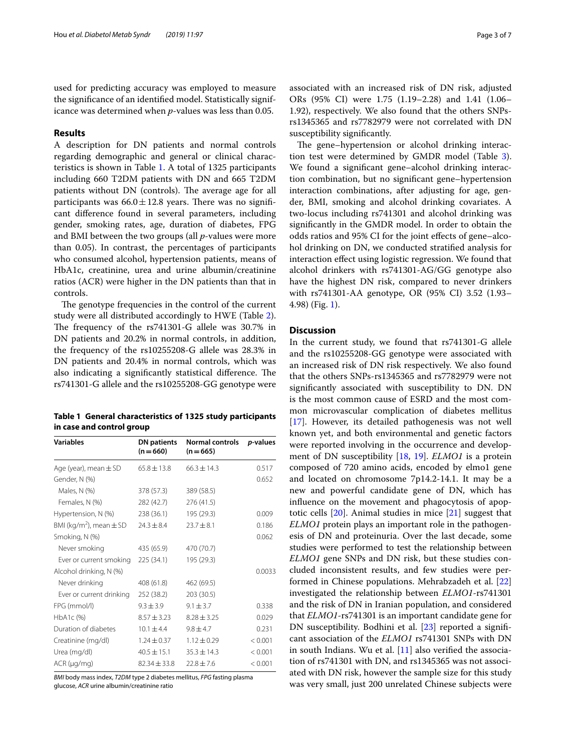used for predicting accuracy was employed to measure the significance of an identified model. Statistically significance was determined when *p*-values was less than 0.05.

## Results

A description for DN patients and normal controls regarding demographic and general or clinical characteristics is shown in Table 1. A total of 1325 participants including 660 T2DM patients with DN and 665 T2DM patients without DN (controls). The average age for all participants was $66.0 \pm 12.8$ years. There was no significant difference found in several parameters, including gender, smoking rates, age, duration of diabetes, FPG and BMI between the two groups (all *p*-values were more than 0.05). In contrast, the percentages of participants who consumed alcohol, hypertension patients, means of HbA1c, creatinine, urea and urine albumin/creatinine ratios (ACR) were higher in the DN patients than that in controls.

The genotype frequencies in the control of the current study were all distributed accordingly to HWE (Table 2). The frequency of the rs741301-G allele was 30.7% in DN patients and 20.2% in normal controls, in addition, the frequency of the rs10255208-G allele was 28.3% in DN patients and 20.4% in normal controls, which was also indicating a significantly statistical difference. The rs741301-G allele and the rs10255208-GG genotype were associated with an increased risk of DN risk, adjusted ORs (95% CI) were 1.75 (1.19–2.28) and 1.41 (1.06–1.92), respectively. We also found that the others SNPs-rs1345365 and rs7782979 were not correlated with DN susceptibility significantly.

The gene–hypertension or alcohol drinking interaction test were determined by GMDR model (Table 3). We found a significant gene–alcohol drinking interaction combination, but no significant gene–hypertension interaction combinations, after adjusting for age, gender, BMI, smoking and alcohol drinking covariates. A two-locus including rs741301 and alcohol drinking was significantly in the GMDR model. In order to obtain the odds ratios and 95% CI for the joint effects of gene–alcohol drinking on DN, we conducted stratified analysis for interaction effect using logistic regression. We found that alcohol drinkers with rs741301-AG/GG genotype also have the highest DN risk, compared to never drinkers with rs741301-AA genotype, OR (95% CI) 3.52 (1.93–4.98) (Fig. 1).

**Table 1 General characteristics of 1325 study participants in case and control group**

| Variables | DN patients (n = 660) | Normal controls (n = 665) | *p*-values |
|---|---|---|---|
| Age (year), mean ± SD | 65.8 ± 13.8 | 66.3 ± 14.3 | 0.517 |
| Gender, N (%) | | | 0.652 |
| Males, N (%) | 378 (57.3) | 389 (58.5) | |
| Females, N (%) | 282 (42.7) | 276 (41.5) | |
| Hypertension, N (%) | 238 (36.1) | 195 (29.3) | 0.009 |
| BMI (kg/m$^2$), mean ± SD | 24.3 ± 8.4 | 23.7 ± 8.1 | 0.186 |
| Smoking, N (%) | | | 0.062 |
| Never smoking | 435 (65.9) | 470 (70.7) | |
| Ever or current smoking | 225 (34.1) | 195 (29.3) | |
| Alcohol drinking, N (%) | | | 0.0033 |
| Never drinking | 408 (61.8) | 462 (69.5) | |
| Ever or current drinking | 252 (38.2) | 203 (30.5) | |
| FPG (mmol/l) | 9.3 ± 3.9 | 9.1 ± 3.7 | 0.338 |
| HbA1c (%) | 8.57 ± 3.23 | 8.28 ± 3.25 | 0.029 |
| Duration of diabetes | 10.1 ± 4.4 | 9.8 ± 4.7 | 0.231 |
| Creatinine (mg/dl) | 1.24 ± 0.37 | 1.12 ± 0.29 | < 0.001 |
| Urea (mg/dl) | 40.5 ± 15.1 | 35.3 ± 14.3 | < 0.001 |
| ACR (μg/mg) | 82.34 ± 33.8 | 22.8 ± 7.6 | < 0.001 |

*BMI* body mass index, *T2DM* type 2 diabetes mellitus, *FPG* fasting plasma glucose, *ACR* urine albumin/creatinine ratio

## Discussion

In the current study, we found that rs741301-G allele and the rs10255208-GG genotype were associated with an increased risk of DN risk respectively. We also found that the others SNPs-rs1345365 and rs7782979 were not significantly associated with susceptibility to DN. DN is the most common cause of ESRD and the most common microvascular complication of diabetes mellitus [17]. However, its detailed pathogenesis was not well known yet, and both environmental and genetic factors were reported involving in the occurrence and development of DN susceptibility [18, 19]. *ELMO1* is a protein composed of 720 amino acids, encoded by elmo1 gene and located on chromosome 7p14.2-14.1. It may be a new and powerful candidate gene of DN, which has influence on the movement and phagocytosis of apoptotic cells [20]. Animal studies in mice [21] suggest that *ELMO1* protein plays an important role in the pathogenesis of DN and proteinuria. Over the last decade, some studies were performed to test the relationship between *ELMO1* gene SNPs and DN risk, but these studies concluded inconsistent results, and few studies were performed in Chinese populations. Mehrabzadeh et al. [22] investigated the relationship between *ELMO1*-rs741301 and the risk of DN in Iranian population, and considered that *ELMO1*-rs741301 is an important candidate gene for DN susceptibility. Bodhini et al. [23] reported a significant association of the *ELMO1* rs741301 SNPs with DN in south Indians. Wu et al. [11] also verified the association of rs741301 with DN, and rs1345365 was not associated with DN risk, however the sample size for this study was very small, just 200 unrelated Chinese subjects were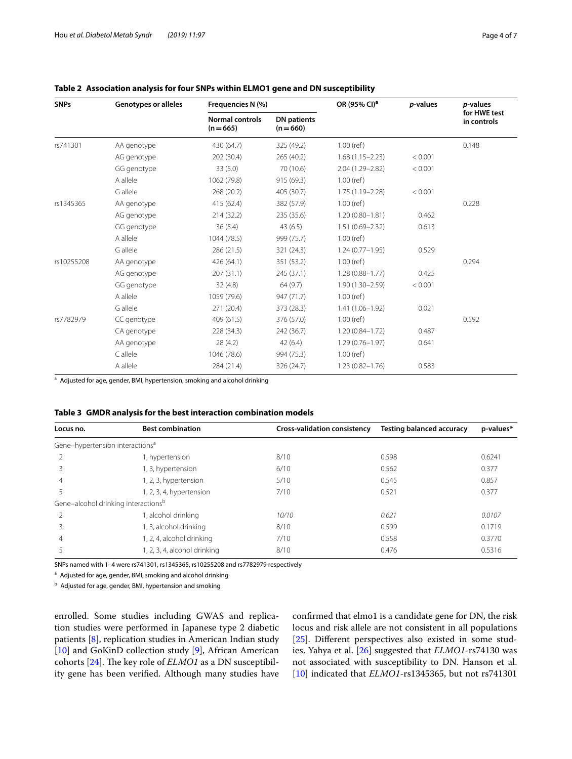**Table 2 Association analysis for four SNPs within ELMO1 gene and DN susceptibility**

| SNPs | Genotypes or alleles | Frequencies N (%) | | OR (95% CI)[a] | *p*-values | *p*-values for HWE test in controls |
|---|---|---|---|---|---|---|
| | | Normal controls (n = 665) | DN patients (n = 660) | | | |
| rs741301 | AA genotype | 430 (64.7) | 325 (49.2) | 1.00 (ref) | | 0.148 |
| | AG genotype | 202 (30.4) | 265 (40.2) | 1.68 (1.15–2.23) | < 0.001 | |
| | GG genotype | 33 (5.0) | 70 (10.6) | 2.04 (1.29–2.82) | < 0.001 | |
| | A allele | 1062 (79.8) | 915 (69.3) | 1.00 (ref) | | |
| | G allele | 268 (20.2) | 405 (30.7) | 1.75 (1.19–2.28) | < 0.001 | |
| rs1345365 | AA genotype | 415 (62.4) | 382 (57.9) | 1.00 (ref) | | 0.228 |
| | AG genotype | 214 (32.2) | 235 (35.6) | 1.20 (0.80–1.81) | 0.462 | |
| | GG genotype | 36 (5.4) | 43 (6.5) | 1.51 (0.69–2.32) | 0.613 | |
| | A allele | 1044 (78.5) | 999 (75.7) | 1.00 (ref) | | |
| | G allele | 286 (21.5) | 321 (24.3) | 1.24 (0.77–1.95) | 0.529 | |
| rs10255208 | AA genotype | 426 (64.1) | 351 (53.2) | 1.00 (ref) | | 0.294 |
| | AG genotype | 207 (31.1) | 245 (37.1) | 1.28 (0.88–1.77) | 0.425 | |
| | GG genotype | 32 (4.8) | 64 (9.7) | 1.90 (1.30–2.59) | < 0.001 | |
| | A allele | 1059 (79.6) | 947 (71.7) | 1.00 (ref) | | |
| | G allele | 271 (20.4) | 373 (28.3) | 1.41 (1.06–1.92) | 0.021 | |
| rs7782979 | CC genotype | 409 (61.5) | 376 (57.0) | 1.00 (ref) | | 0.592 |
| | CA genotype | 228 (34.3) | 242 (36.7) | 1.20 (0.84–1.72) | 0.487 | |
| | AA genotype | 28 (4.2) | 42 (6.4) | 1.29 (0.76–1.97) | 0.641 | |
| | C allele | 1046 (78.6) | 994 (75.3) | 1.00 (ref) | | |
| | A allele | 284 (21.4) | 326 (24.7) | 1.23 (0.82–1.76) | 0.583 | |

[a] Adjusted for age, gender, BMI, hypertension, smoking and alcohol drinking

**Table 3 GMDR analysis for the best interaction combination models**

| Locus no. | Best combination | Cross-validation consistency | Testing balanced accuracy | p-values* |
|---|---|---|---|---|
| Gene–hypertension interactions[a] | | | | |
| 2 | 1, hypertension | 8/10 | 0.598 | 0.6241 |
| 3 | 1, 3, hypertension | 6/10 | 0.562 | 0.377 |
| 4 | 1, 2, 3, hypertension | 5/10 | 0.545 | 0.857 |
| 5 | 1, 2, 3, 4, hypertension | 7/10 | 0.521 | 0.377 |
| Gene–alcohol drinking interactions[b] | | | | |
| 2 | 1, alcohol drinking | *10/10* | *0.621* | *0.0107* |
| 3 | 1, 3, alcohol drinking | 8/10 | 0.599 | 0.1719 |
| 4 | 1, 2, 4, alcohol drinking | 7/10 | 0.558 | 0.3770 |
| 5 | 1, 2, 3, 4, alcohol drinking | 8/10 | 0.476 | 0.5316 |

SNPs named with 1–4 were rs741301, rs1345365, rs10255208 and rs7782979 respectively

[a] Adjusted for age, gender, BMI, smoking and alcohol drinking

[b] Adjusted for age, gender, BMI, hypertension and smoking

enrolled. Some studies including GWAS and replication studies were performed in Japanese type 2 diabetic patients [8], replication studies in American Indian study [10] and GoKinD collection study [9], African American cohorts [24]. The key role of *ELMO1* as a DN susceptibility gene has been verified. Although many studies have confirmed that elmo1 is a candidate gene for DN, the risk locus and risk allele are not consistent in all populations [25]. Different perspectives also existed in some studies. Yahya et al. [26] suggested that *ELMO1*-rs74130 was not associated with susceptibility to DN. Hanson et al. [10] indicated that *ELMO1*-rs1345365, but not rs741301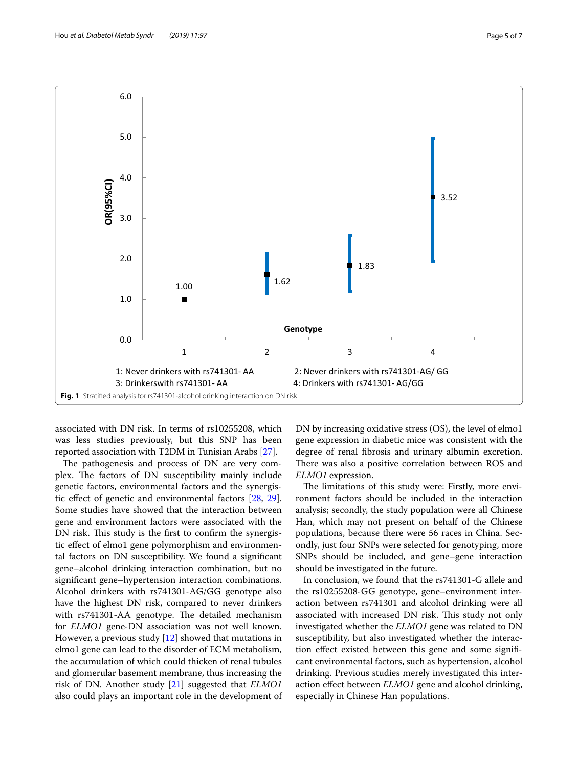Fig. 1 Stratified analysis for rs741301-alcohol drinking interaction on DN risk

associated with DN risk. In terms of rs10255208, which was less studies previously, but this SNP has been reported association with T2DM in Tunisian Arabs [27].

The pathogenesis and process of DN are very complex. The factors of DN susceptibility mainly include genetic factors, environmental factors and the synergistic effect of genetic and environmental factors [28, 29]. Some studies have showed that the interaction between gene and environment factors were associated with the DN risk. This study is the first to confirm the synergistic effect of elmo1 gene polymorphism and environmental factors on DN susceptibility. We found a significant gene–alcohol drinking interaction combination, but no significant gene–hypertension interaction combinations. Alcohol drinkers with rs741301-AG/GG genotype also have the highest DN risk, compared to never drinkers with rs741301-AA genotype. The detailed mechanism for *ELMO1* gene-DN association was not well known. However, a previous study [12] showed that mutations in elmo1 gene can lead to the disorder of ECM metabolism, the accumulation of which could thicken of renal tubules and glomerular basement membrane, thus increasing the risk of DN. Another study [21] suggested that *ELMO1* also could plays an important role in the development of DN by increasing oxidative stress (OS), the level of elmo1 gene expression in diabetic mice was consistent with the degree of renal fibrosis and urinary albumin excretion. There was also a positive correlation between ROS and *ELMO1* expression.

The limitations of this study were: Firstly, more environment factors should be included in the interaction analysis; secondly, the study population were all Chinese Han, which may not present on behalf of the Chinese populations, because there were 56 races in China. Secondly, just four SNPs were selected for genotyping, more SNPs should be included, and gene–gene interaction should be investigated in the future.

In conclusion, we found that the rs741301-G allele and the rs10255208-GG genotype, gene–environment interaction between rs741301 and alcohol drinking were all associated with increased DN risk. This study not only investigated whether the *ELMO1* gene was related to DN susceptibility, but also investigated whether the interaction effect existed between this gene and some significant environmental factors, such as hypertension, alcohol drinking. Previous studies merely investigated this interaction effect between *ELMO1* gene and alcohol drinking, especially in Chinese Han populations.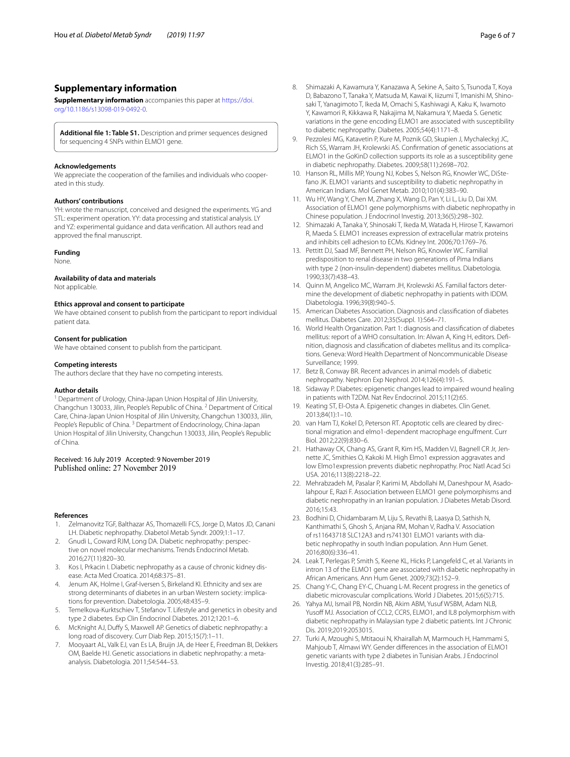## Supplementary information

**Supplementary information** accompanies this paper at https://doi.org/10.1186/s13098-019-0492-0.

**Additional file 1: Table S1.** Description and primer sequences designed for sequencing 4 SNPs within ELMO1 gene.

### Acknowledgements

We appreciate the cooperation of the families and individuals who cooperated in this study.

### Authors' contributions

YH: wrote the manuscript, conceived and designed the experiments. YG and STL: experiment operation. YY: data processing and statistical analysis. LY and YZ: experimental guidance and data verification. All authors read and approved the final manuscript.

### Funding

None.

### Availability of data and materials

Not applicable.

### Ethics approval and consent to participate

We have obtained consent to publish from the participant to report individual patient data.

### Consent for publication

We have obtained consent to publish from the participant.

### Competing interests

The authors declare that they have no competing interests.

### Author details

[1] Department of Urology, China-Japan Union Hospital of Jilin University, Changchun 130033, Jilin, People's Republic of China. [2] Department of Critical Care, China-Japan Union Hospital of Jilin University, Changchun 130033, Jilin, People's Republic of China. [3] Department of Endocrinology, China-Japan Union Hospital of Jilin University, Changchun 130033, Jilin, People's Republic of China.

Received: 16 July 2019 Accepted: 9 November 2019
Published online: 27 November 2019

### References

1. Zelmanovitz TGF, Balthazar AS, Thomazelli FCS, Jorge D, Matos JD, Canani LH. Diabetic nephropathy. Diabetol Metab Syndr. 2009;1:1–17.
2. Gnudi L, Coward RJM, Long DA. Diabetic nephropathy: perspective on novel molecular mechanisms. Trends Endocrinol Metab. 2016;27(11):820–30.
3. Kos I, Prkacin I. Diabetic nephropathy as a cause of chronic kidney disease. Acta Med Croatica. 2014;68:375–81.
4. Jenum AK, Holme I, Graf-Iversen S, Birkeland KI. Ethnicity and sex are strong determinants of diabetes in an urban Western society: implications for prevention. Diabetologia. 2005;48:435–9.
5. Temelkova-Kurktschiev T, Stefanov T. Lifestyle and genetics in obesity and type 2 diabetes. Exp Clin Endocrinol Diabetes. 2012;120:1–6.
6. McKnight AJ, Duffy S, Maxwell AP. Genetics of diabetic nephropathy: a long road of discovery. Curr Diab Rep. 2015;15(7):1–11.
7. Mooyaart AL, Valk EJ, van Es LA, Bruijn JA, de Heer E, Freedman BI, Dekkers OM, Baelde HJ. Genetic associations in diabetic nephropathy: a meta-analysis. Diabetologia. 2011;54:544–53.
8. Shimazaki A, Kawamura Y, Kanazawa A, Sekine A, Saito S, Tsunoda T, Koya D, Babazono T, Tanaka Y, Matsuda M, Kawai K, Iiizumi T, Imanishi M, Shinosaki T, Yanagimoto T, Ikeda M, Omachi S, Kashiwagi A, Kaku K, Iwamoto Y, Kawamori R, Kikkawa R, Nakajima M, Nakamura Y, Maeda S. Genetic variations in the gene encoding ELMO1 are associated with susceptibility to diabetic nephropathy. Diabetes. 2005;54(4):1171–8.
9. Pezzolesi MG, Katavetin P, Kure M, Poznik GD, Skupien J, Mychaleckyj JC, Rich SS, Warram JH, Krolewski AS. Confirmation of genetic associations at ELMO1 in the GoKinD collection supports its role as a susceptibility gene in diabetic nephropathy. Diabetes. 2009;58(11):2698–702.
10. Hanson RL, Millis MP, Young NJ, Kobes S, Nelson RG, Knowler WC, DiStefano JK. ELMO1 variants and susceptibility to diabetic nephropathy in American Indians. Mol Genet Metab. 2010;101(4):383–90.
11. Wu HY, Wang Y, Chen M, Zhang X, Wang D, Pan Y, Li L, Liu D, Dai XM. Association of ELMO1 gene polymorphisms with diabetic nephropathy in Chinese population. J Endocrinol Investig. 2013;36(5):298–302.
12. Shimazaki A, Tanaka Y, Shinosaki T, Ikeda M, Watada H, Hirose T, Kawamori R, Maeda S. ELMO1 increases expression of extracellular matrix proteins and inhibits cell adhesion to ECMs. Kidney Int. 2006;70:1769–76.
13. Pettitt DJ, Saad MF, Bennett PH, Nelson RG, Knowler WC. Familial predisposition to renal disease in two generations of Pima Indians with type 2 (non-insulin-dependent) diabetes mellitus. Diabetologia. 1990;33(7):438–43.
14. Quinn M, Angelico MC, Warram JH, Krolewski AS. Familial factors determine the development of diabetic nephropathy in patients with IDDM. Diabetologia. 1996;39(8):940–5.
15. American Diabetes Association. Diagnosis and classification of diabetes mellitus. Diabetes Care. 2012;35(Suppl. 1):S64–71.
16. World Health Organization. Part 1: diagnosis and classification of diabetes mellitus: report of a WHO consultation. In: Alwan A, King H, editors. Definition, diagnosis and classification of diabetes mellitus and its complications. Geneva: World Health Department of Noncommunicable Disease Surveillance; 1999.
17. Betz B, Conway BR. Recent advances in animal models of diabetic nephropathy. Nephron Exp Nephrol. 2014;126(4):191–5.
18. Sidaway P. Diabetes: epigenetic changes lead to impaired wound healing in patients with T2DM. Nat Rev Endocrinol. 2015;11(2):65.
19. Keating ST, El-Osta A. Epigenetic changes in diabetes. Clin Genet. 2013;84(1):1–10.
20. van Ham TJ, Kokel D, Peterson RT. Apoptotic cells are cleared by directional migration and elmo1-dependent macrophage engulfment. Curr Biol. 2012;22(9):830–6.
21. Hathaway CK, Chang AS, Grant R, Kim HS, Madden VJ, Bagnell CR Jr, Jennette JC, Smithies O, Kakoki M. High Elmo1 expression aggravates and low Elmo1expression prevents diabetic nephropathy. Proc Natl Acad Sci USA. 2016;113(8):2218–22.
22. Mehrabzadeh M, Pasalar P, Karimi M, Abdollahi M, Daneshpour M, Asadolahpour E, Razi F. Association between ELMO1 gene polymorphisms and diabetic nephropathy in an Iranian population. J Diabetes Metab Disord. 2016;15:43.
23. Bodhini D, Chidambaram M, Liju S, Revathi B, Laasya D, Sathish N, Kanthimathi S, Ghosh S, Anjana RM, Mohan V, Radha V. Association of rs11643718 SLC12A3 and rs741301 ELMO1 variants with diabetic nephropathy in south Indian population. Ann Hum Genet. 2016;80(6):336–41.
24. Leak T, Perlegas P, Smith S, Keene KL, Hicks P, Langefeld C, et al. Variants in intron 13 of the ELMO1 gene are associated with diabetic nephropathy in African Americans. Ann Hum Genet. 2009;73(2):152–9.
25. Chang Y-C, Chang EY-C, Chuang L-M. Recent progress in the genetics of diabetic microvascular complications. World J Diabetes. 2015;6(5):715.
26. Yahya MJ, Ismail PB, Nordin NB, Akim ABM, Yusuf WSBM, Adam NLB, Yusoff MJ. Association of CCL2, CCR5, ELMO1, and IL8 polymorphism with diabetic nephropathy in Malaysian type 2 diabetic patients. Int J Chronic Dis. 2019;2019:2053015.
27. Turki A, Mzoughi S, Mtitaoui N, Khairallah M, Marmouch H, Hammami S, Mahjoub T, Almawi WY. Gender differences in the association of ELMO1 genetic variants with type 2 diabetes in Tunisian Arabs. J Endocrinol Investig. 2018;41(3):285–91.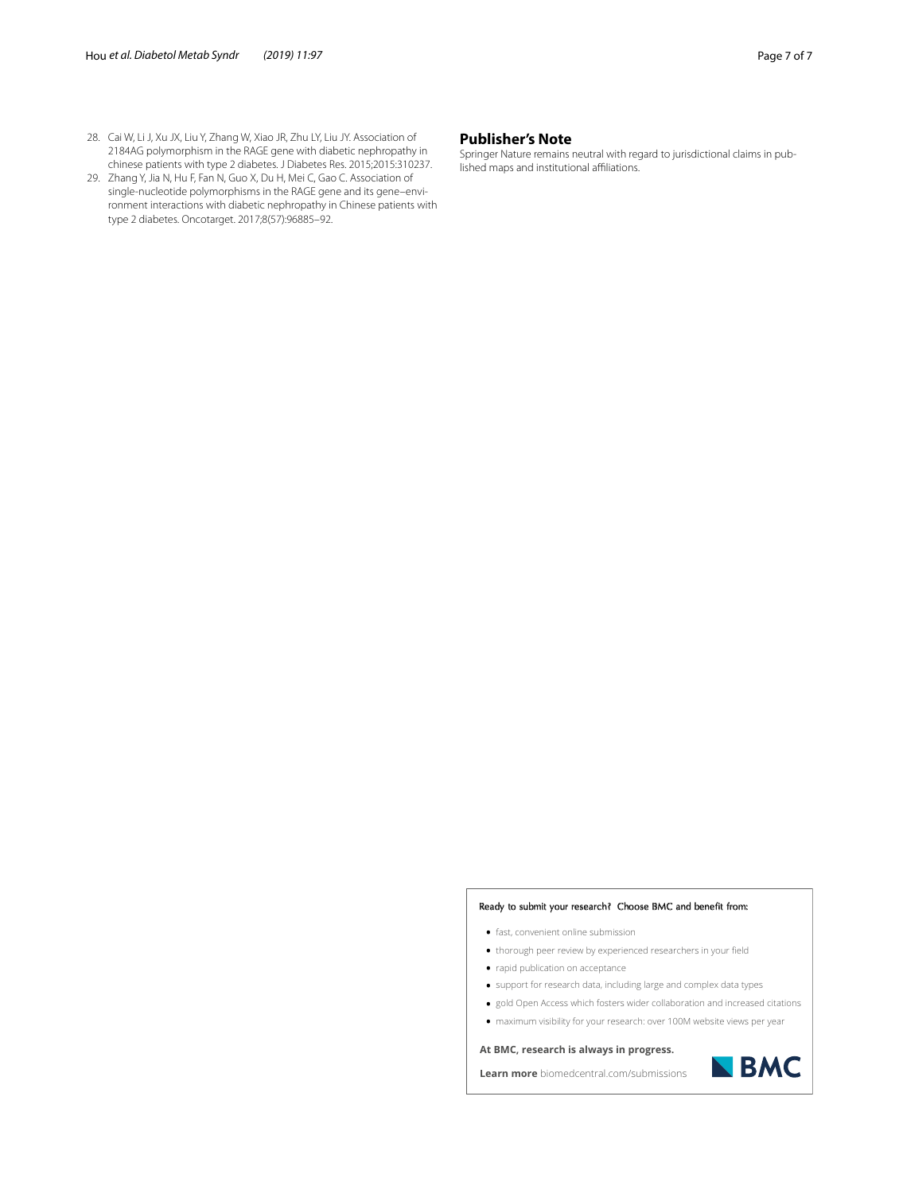28. Cai W, Li J, Xu JX, Liu Y, Zhang W, Xiao JR, Zhu LY, Liu JY. Association of 2184AG polymorphism in the RAGE gene with diabetic nephropathy in chinese patients with type 2 diabetes. J Diabetes Res. 2015;2015:310237.
29. Zhang Y, Jia N, Hu F, Fan N, Guo X, Du H, Mei C, Gao C. Association of single-nucleotide polymorphisms in the RAGE gene and its gene–environment interactions with diabetic nephropathy in Chinese patients with type 2 diabetes. Oncotarget. 2017;8(57):96885–92.

## Publisher's Note

Springer Nature remains neutral with regard to jurisdictional claims in published maps and institutional affiliations.

Ready to submit your research? Choose BMC and benefit from:

- fast, convenient online submission
- thorough peer review by experienced researchers in your field
- rapid publication on acceptance
- support for research data, including large and complex data types
- gold Open Access which fosters wider collaboration and increased citations
- maximum visibility for your research: over 100M website views per year

**At BMC, research is always in progress.**

**Learn more** biomedcentral.com/submissions

BMC